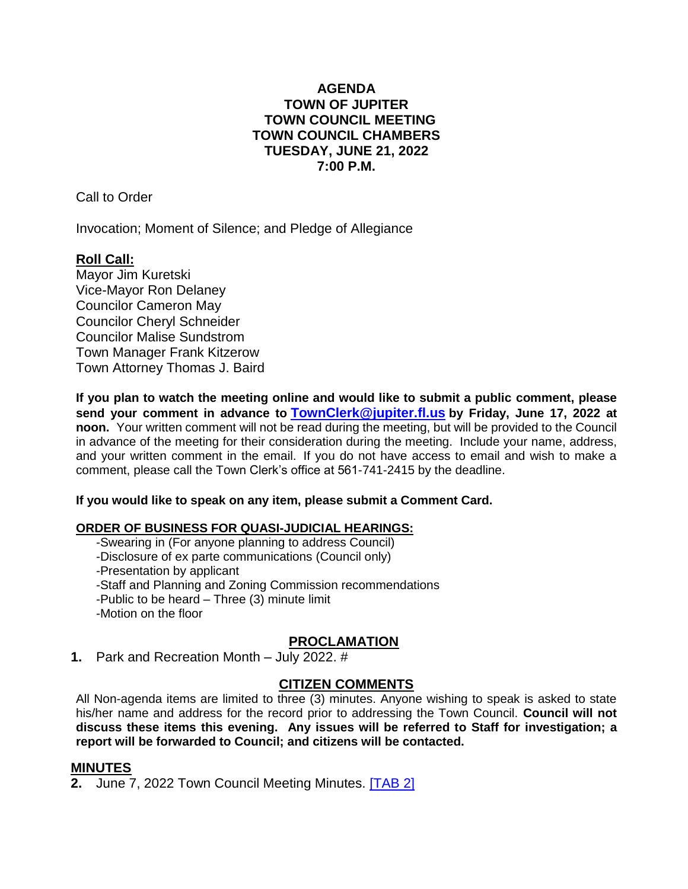**AGENDA**
**TOWN OF JUPITER**
**TOWN COUNCIL MEETING**
**TOWN COUNCIL CHAMBERS**
**TUESDAY, JUNE 21, 2022**
**7:00 P.M.**

Call to Order

Invocation; Moment of Silence; and Pledge of Allegiance

**Roll Call:**

Mayor Jim Kuretski
Vice-Mayor Ron Delaney
Councilor Cameron May
Councilor Cheryl Schneider
Councilor Malise Sundstrom
Town Manager Frank Kitzerow
Town Attorney Thomas J. Baird

**If you plan to watch the meeting online and would like to submit a public comment, please send your comment in advance to [TownClerk@jupiter.fl.us](mailto:TownClerk@jupiter.fl.us) by Friday, June 17, 2022 at noon.** Your written comment will not be read during the meeting, but will be provided to the Council in advance of the meeting for their consideration during the meeting. Include your name, address, and your written comment in the email. If you do not have access to email and wish to make a comment, please call the Town Clerk's office at 561-741-2415 by the deadline.

**If you would like to speak on any item, please submit a Comment Card.**

**ORDER OF BUSINESS FOR QUASI-JUDICIAL HEARINGS:**

-Swearing in (For anyone planning to address Council)
-Disclosure of ex parte communications (Council only)
-Presentation by applicant
-Staff and Planning and Zoning Commission recommendations
-Public to be heard – Three (3) minute limit
-Motion on the floor

## PROCLAMATION

**1.** Park and Recreation Month – July 2022. #

## CITIZEN COMMENTS

All Non-agenda items are limited to three (3) minutes. Anyone wishing to speak is asked to state his/her name and address for the record prior to addressing the Town Council. **Council will not discuss these items this evening. Any issues will be referred to Staff for investigation; a report will be forwarded to Council; and citizens will be contacted.**

## MINUTES

**2.** June 7, 2022 Town Council Meeting Minutes. [TAB 2]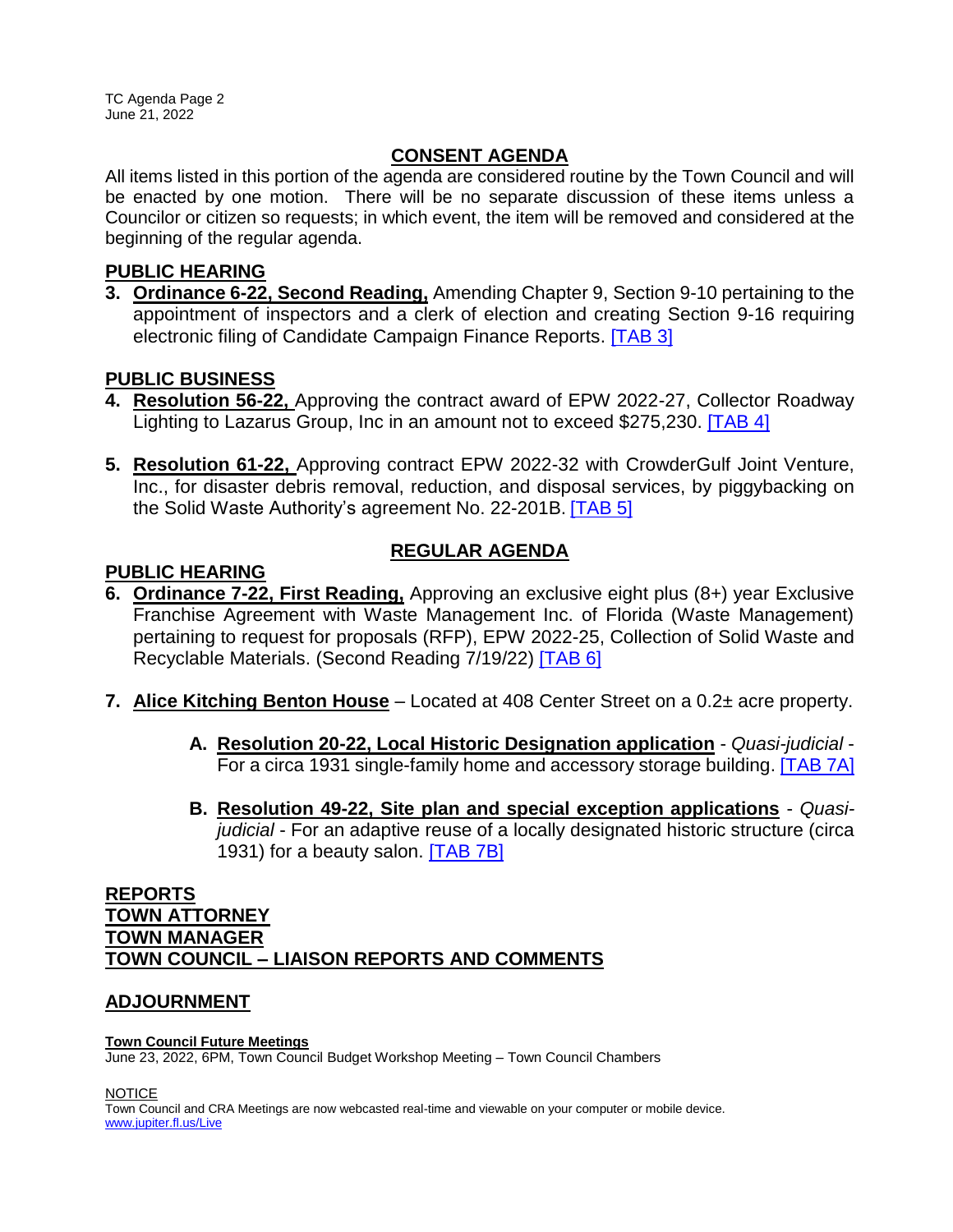## CONSENT AGENDA

All items listed in this portion of the agenda are considered routine by the Town Council and will be enacted by one motion. There will be no separate discussion of these items unless a Councilor or citizen so requests; in which event, the item will be removed and considered at the beginning of the regular agenda.

### PUBLIC HEARING

3. **Ordinance 6-22, Second Reading,** Amending Chapter 9, Section 9-10 pertaining to the appointment of inspectors and a clerk of election and creating Section 9-16 requiring electronic filing of Candidate Campaign Finance Reports. [TAB 3]

### PUBLIC BUSINESS

4. **Resolution 56-22,** Approving the contract award of EPW 2022-27, Collector Roadway Lighting to Lazarus Group, Inc in an amount not to exceed $275,230. [TAB 4]

5. **Resolution 61-22,** Approving contract EPW 2022-32 with CrowderGulf Joint Venture, Inc., for disaster debris removal, reduction, and disposal services, by piggybacking on the Solid Waste Authority's agreement No. 22-201B. [TAB 5]

## REGULAR AGENDA

### PUBLIC HEARING

6. **Ordinance 7-22, First Reading,** Approving an exclusive eight plus (8+) year Exclusive Franchise Agreement with Waste Management Inc. of Florida (Waste Management) pertaining to request for proposals (RFP), EPW 2022-25, Collection of Solid Waste and Recyclable Materials. (Second Reading 7/19/22) [TAB 6]

7. **Alice Kitching Benton House** – Located at 408 Center Street on a 0.2± acre property.

    A. **Resolution 20-22, Local Historic Designation application** - *Quasi-judicial* - For a circa 1931 single-family home and accessory storage building. [TAB 7A]

    B. **Resolution 49-22, Site plan and special exception applications** - *Quasi-judicial* - For an adaptive reuse of a locally designated historic structure (circa 1931) for a beauty salon. [TAB 7B]

### REPORTS

### TOWN ATTORNEY

### TOWN MANAGER

### TOWN COUNCIL – LIAISON REPORTS AND COMMENTS

## ADJOURNMENT

**Town Council Future Meetings**
June 23, 2022, 6PM, Town Council Budget Workshop Meeting – Town Council Chambers

NOTICE
Town Council and CRA Meetings are now webcasted real-time and viewable on your computer or mobile device.
www.jupiter.fl.us/Live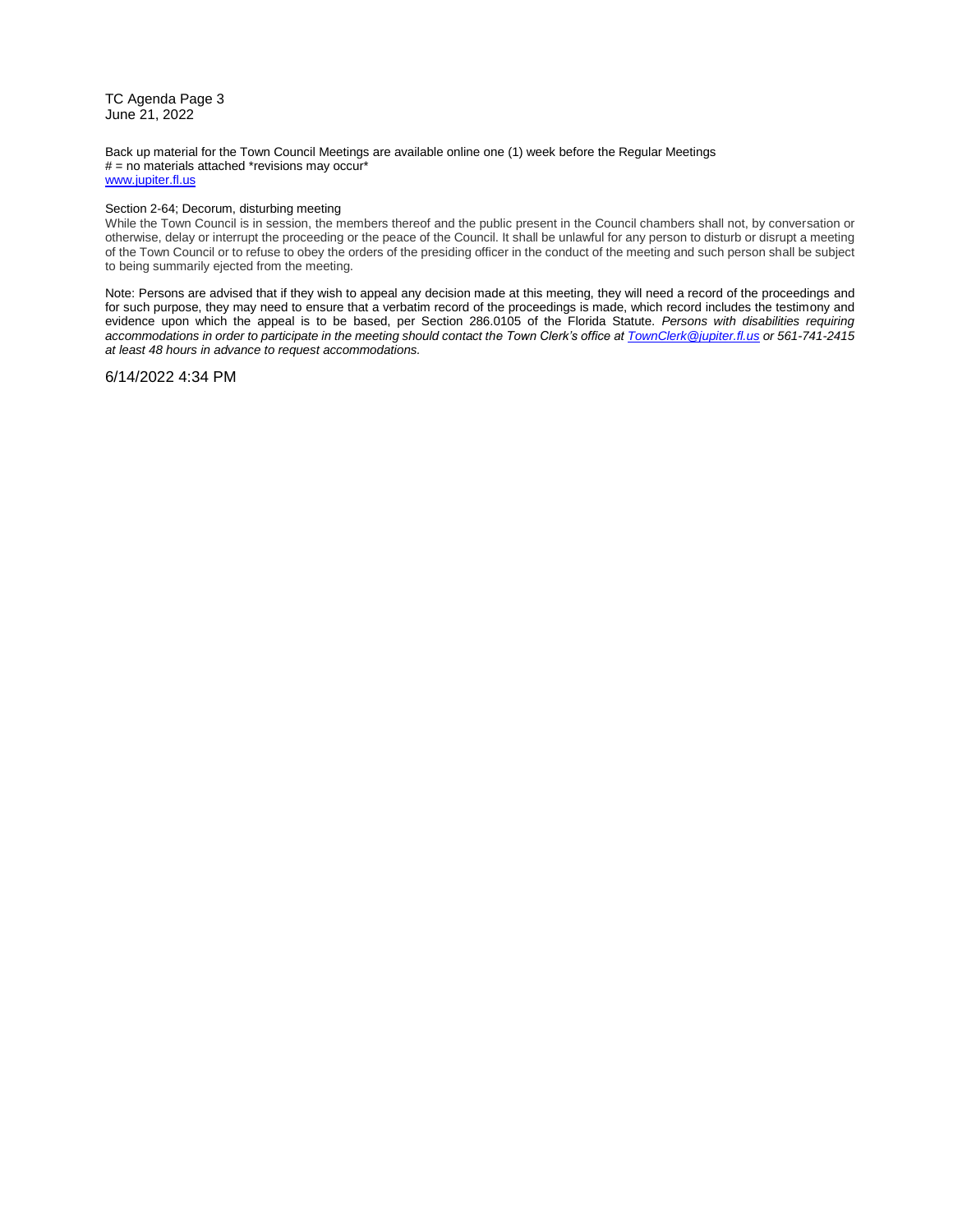Back up material for the Town Council Meetings are available online one (1) week before the Regular Meetings
# = no materials attached *revisions may occur*
www.jupiter.fl.us

Section 2-64; Decorum, disturbing meeting

While the Town Council is in session, the members thereof and the public present in the Council chambers shall not, by conversation or otherwise, delay or interrupt the proceeding or the peace of the Council. It shall be unlawful for any person to disturb or disrupt a meeting of the Town Council or to refuse to obey the orders of the presiding officer in the conduct of the meeting and such person shall be subject to being summarily ejected from the meeting.

Note: Persons are advised that if they wish to appeal any decision made at this meeting, they will need a record of the proceedings and for such purpose, they may need to ensure that a verbatim record of the proceedings is made, which record includes the testimony and evidence upon which the appeal is to be based, per Section 286.0105 of the Florida Statute. *Persons with disabilities requiring accommodations in order to participate in the meeting should contact the Town Clerk's office at TownClerk@jupiter.fl.us or 561-741-2415 at least 48 hours in advance to request accommodations.*

6/14/2022 4:34 PM